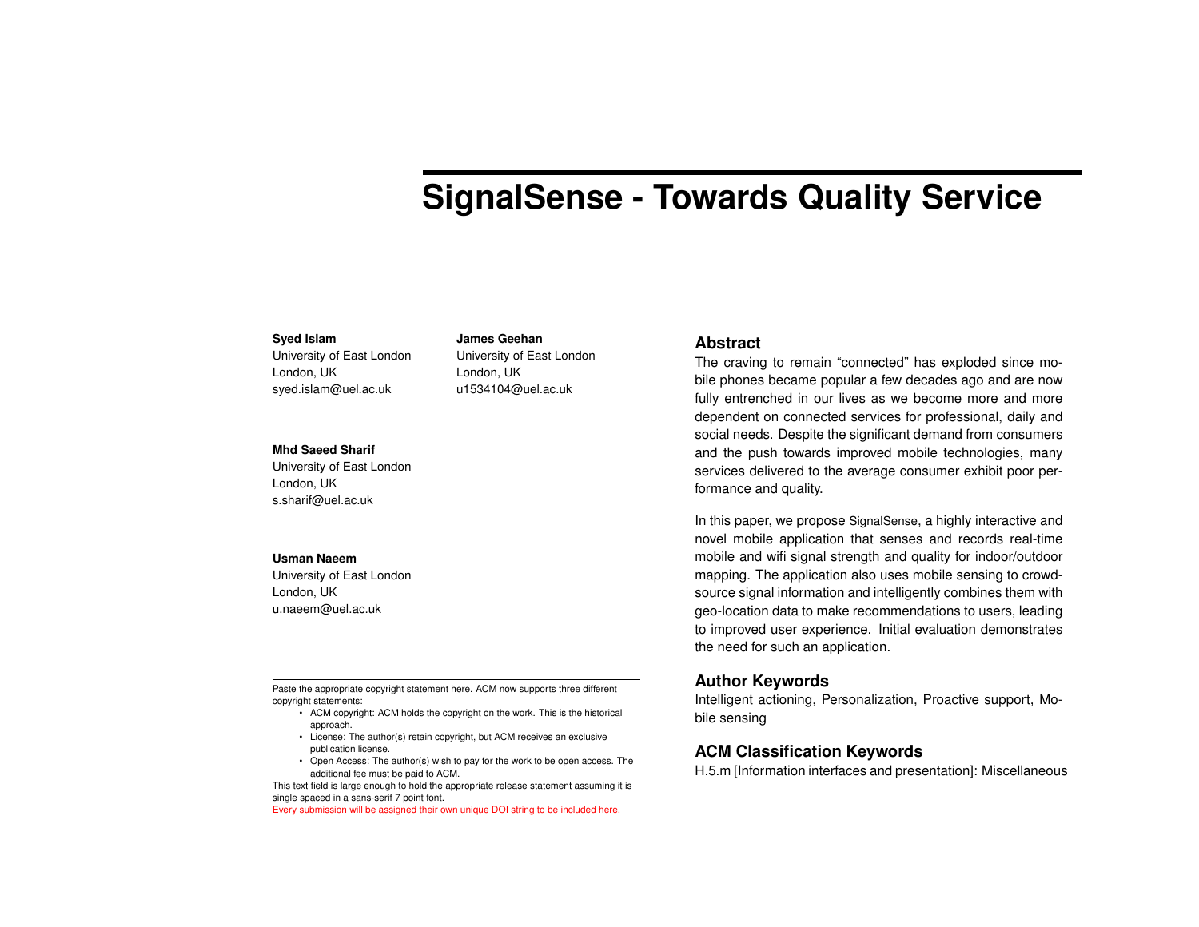# SignalSense - Towards Quality Service

**Syed Islam**
University of East London
London, UK
syed.islam@uel.ac.uk

**James Geehan**
University of East London
London, UK
u1534104@uel.ac.uk

**Mhd Saeed Sharif**
University of East London
London, UK
s.sharif@uel.ac.uk

**Usman Naeem**
University of East London
London, UK
u.naeem@uel.ac.uk

Paste the appropriate copyright statement here. ACM now supports three different copyright statements:

- ACM copyright: ACM holds the copyright on the work. This is the historical approach.
- License: The author(s) retain copyright, but ACM receives an exclusive publication license.
- Open Access: The author(s) wish to pay for the work to be open access. The additional fee must be paid to ACM.

This text field is large enough to hold the appropriate release statement assuming it is single spaced in a sans-serif 7 point font.

Every submission will be assigned their own unique DOI string to be included here.

## Abstract

The craving to remain "connected" has exploded since mobile phones became popular a few decades ago and are now fully entrenched in our lives as we become more and more dependent on connected services for professional, daily and social needs. Despite the significant demand from consumers and the push towards improved mobile technologies, many services delivered to the average consumer exhibit poor performance and quality.

In this paper, we propose SignalSense, a highly interactive and novel mobile application that senses and records real-time mobile and wifi signal strength and quality for indoor/outdoor mapping. The application also uses mobile sensing to crowd-source signal information and intelligently combines them with geo-location data to make recommendations to users, leading to improved user experience. Initial evaluation demonstrates the need for such an application.

## Author Keywords

Intelligent actioning, Personalization, Proactive support, Mobile sensing

## ACM Classification Keywords

H.5.m [Information interfaces and presentation]: Miscellaneous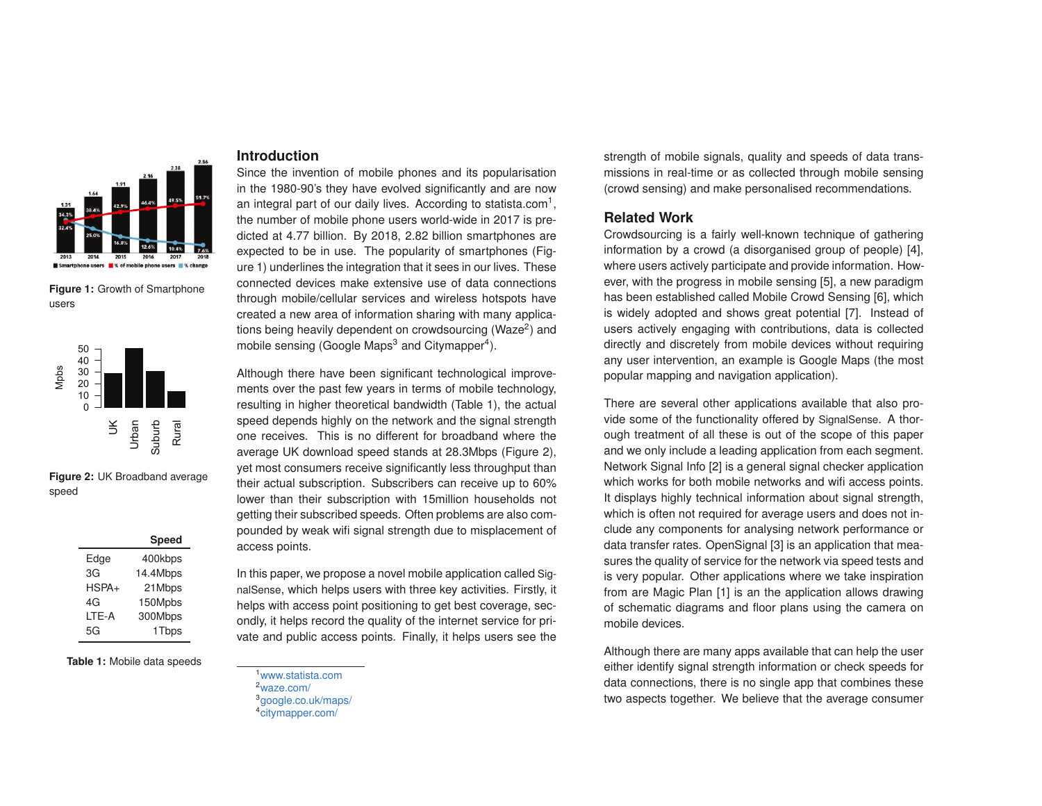Figure 1: Growth of Smartphone users

Figure 2: UK Broadband average speed

| | Speed |
|---|---|
| Edge | 400kbps |
| 3G | 14.4Mbps |
| HSPA+ | 21Mbps |
| 4G | 150Mpbs |
| LTE-A | 300Mbps |
| 5G | 1Tbps |

**Table 1:** Mobile data speeds

## Introduction

Since the invention of mobile phones and its popularisation in the 1980-90's they have evolved significantly and are now an integral part of our daily lives. According to statista.com[1], the number of mobile phone users world-wide in 2017 is predicted at 4.77 billion. By 2018, 2.82 billion smartphones are expected to be in use. The popularity of smartphones (Figure 1) underlines the integration that it sees in our lives. These connected devices make extensive use of data connections through mobile/cellular services and wireless hotspots have created a new area of information sharing with many applications being heavily dependent on crowdsourcing (Waze[2]) and mobile sensing (Google Maps[3] and Citymapper[4]).

Although there have been significant technological improvements over the past few years in terms of mobile technology, resulting in higher theoretical bandwidth (Table 1), the actual speed depends highly on the network and the signal strength one receives. This is no different for broadband where the average UK download speed stands at 28.3Mbps (Figure 2), yet most consumers receive significantly less throughput than their actual subscription. Subscribers can receive up to 60% lower than their subscription with 15million households not getting their subscribed speeds. Often problems are also compounded by weak wifi signal strength due to misplacement of access points.

In this paper, we propose a novel mobile application called SignalSense, which helps users with three key activities. Firstly, it helps with access point positioning to get best coverage, secondly, it helps record the quality of the internet service for private and public access points. Finally, it helps users see the strength of mobile signals, quality and speeds of data transmissions in real-time or as collected through mobile sensing (crowd sensing) and make personalised recommendations.

[1]www.statista.com
[2]waze.com/
[3]google.co.uk/maps/
[4]citymapper.com/

## Related Work

Crowdsourcing is a fairly well-known technique of gathering information by a crowd (a disorganised group of people) [4], where users actively participate and provide information. However, with the progress in mobile sensing [5], a new paradigm has been established called Mobile Crowd Sensing [6], which is widely adopted and shows great potential [7]. Instead of users actively engaging with contributions, data is collected directly and discretely from mobile devices without requiring any user intervention, an example is Google Maps (the most popular mapping and navigation application).

There are several other applications available that also provide some of the functionality offered by SignalSense. A thorough treatment of all these is out of the scope of this paper and we only include a leading application from each segment. Network Signal Info [2] is a general signal checker application which works for both mobile networks and wifi access points. It displays highly technical information about signal strength, which is often not required for average users and does not include any components for analysing network performance or data transfer rates. OpenSignal [3] is an application that measures the quality of service for the network via speed tests and is very popular. Other applications where we take inspiration from are Magic Plan [1] is an the application allows drawing of schematic diagrams and floor plans using the camera on mobile devices.

Although there are many apps available that can help the user either identify signal strength information or check speeds for data connections, there is no single app that combines these two aspects together. We believe that the average consumer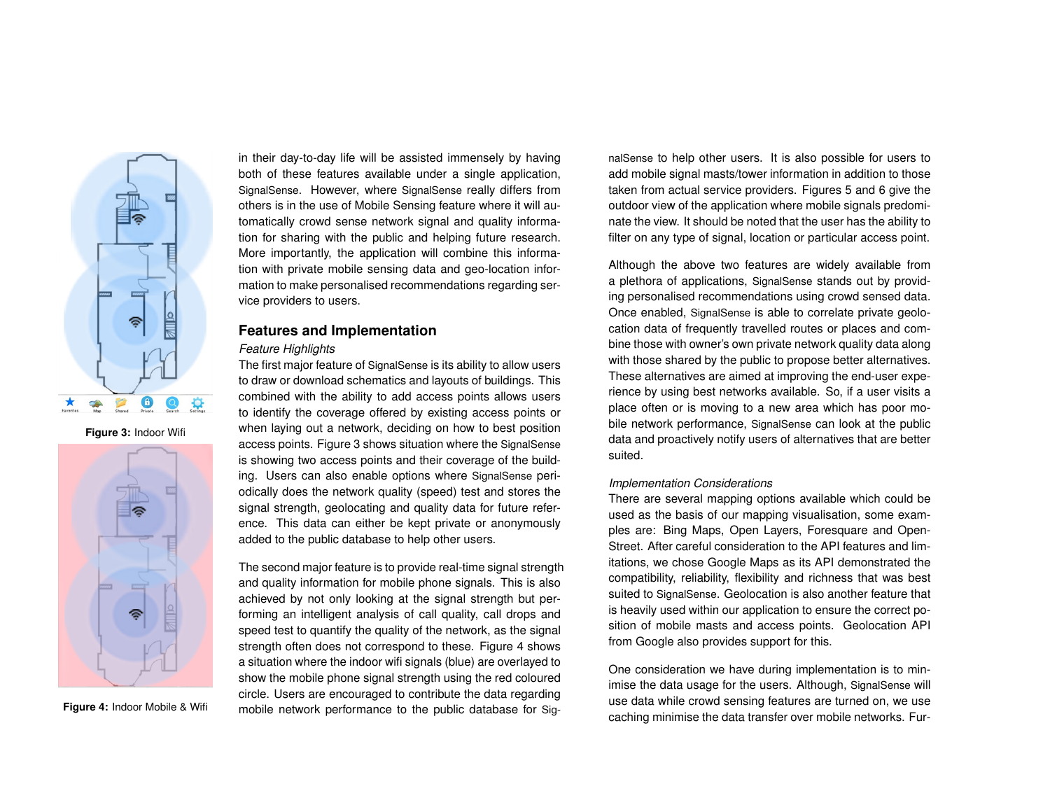Figure 3: Indoor Wifi

Figure 4: Indoor Mobile & Wifi

in their day-to-day life will be assisted immensely by having both of these features available under a single application, SignalSense. However, where SignalSense really differs from others is in the use of Mobile Sensing feature where it will automatically crowd sense network signal and quality information for sharing with the public and helping future research. More importantly, the application will combine this information with private mobile sensing data and geo-location information to make personalised recommendations regarding service providers to users.

## Features and Implementation

*Feature Highlights*

The first major feature of SignalSense is its ability to allow users to draw or download schematics and layouts of buildings. This combined with the ability to add access points allows users to identify the coverage offered by existing access points or when laying out a network, deciding on how to best position access points. Figure 3 shows situation where the SignalSense is showing two access points and their coverage of the building. Users can also enable options where SignalSense periodically does the network quality (speed) test and stores the signal strength, geolocating and quality data for future reference. This data can either be kept private or anonymously added to the public database to help other users.

The second major feature is to provide real-time signal strength and quality information for mobile phone signals. This is also achieved by not only looking at the signal strength but performing an intelligent analysis of call quality, call drops and speed test to quantify the quality of the network, as the signal strength often does not correspond to these. Figure 4 shows a situation where the indoor wifi signals (blue) are overlayed to show the mobile phone signal strength using the red coloured circle. Users are encouraged to contribute the data regarding mobile network performance to the public database for SignalSense to help other users. It is also possible for users to add mobile signal masts/tower information in addition to those taken from actual service providers. Figures 5 and 6 give the outdoor view of the application where mobile signals predominate the view. It should be noted that the user has the ability to filter on any type of signal, location or particular access point.

Although the above two features are widely available from a plethora of applications, SignalSense stands out by providing personalised recommendations using crowd sensed data. Once enabled, SignalSense is able to correlate private geolocation data of frequently travelled routes or places and combine those with owner's own private network quality data along with those shared by the public to propose better alternatives. These alternatives are aimed at improving the end-user experience by using best networks available. So, if a user visits a place often or is moving to a new area which has poor mobile network performance, SignalSense can look at the public data and proactively notify users of alternatives that are better suited.

*Implementation Considerations*

There are several mapping options available which could be used as the basis of our mapping visualisation, some examples are: Bing Maps, Open Layers, Foresquare and OpenStreet. After careful consideration to the API features and limitations, we chose Google Maps as its API demonstrated the compatibility, reliability, flexibility and richness that was best suited to SignalSense. Geolocation is also another feature that is heavily used within our application to ensure the correct position of mobile masts and access points. Geolocation API from Google also provides support for this.

One consideration we have during implementation is to minimise the data usage for the users. Although, SignalSense will use data while crowd sensing features are turned on, we use caching minimise the data transfer over mobile networks. Fur-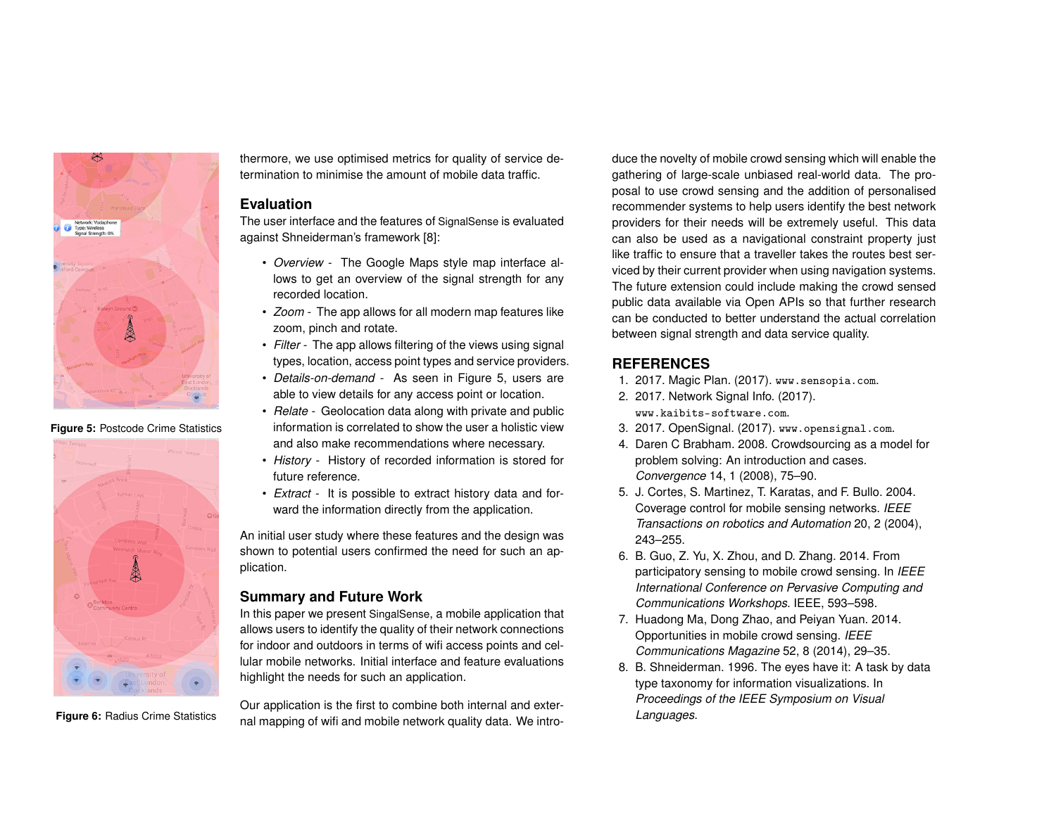thermore, we use optimised metrics for quality of service determination to minimise the amount of mobile data traffic.

## Evaluation

The user interface and the features of SignalSense is evaluated against Shneiderman's framework [8]:

- *Overview* - The Google Maps style map interface allows to get an overview of the signal strength for any recorded location.
- *Zoom* - The app allows for all modern map features like zoom, pinch and rotate.
- *Filter* - The app allows filtering of the views using signal types, location, access point types and service providers.
- *Details-on-demand* - As seen in Figure 5, users are able to view details for any access point or location.
- *Relate* - Geolocation data along with private and public information is correlated to show the user a holistic view and also make recommendations where necessary.
- *History* - History of recorded information is stored for future reference.
- *Extract* - It is possible to extract history data and forward the information directly from the application.

An initial user study where these features and the design was shown to potential users confirmed the need for such an application.

## Summary and Future Work

In this paper we present SingalSense, a mobile application that allows users to identify the quality of their network connections for indoor and outdoors in terms of wifi access points and cellular mobile networks. Initial interface and feature evaluations highlight the needs for such an application.

Our application is the first to combine both internal and external mapping of wifi and mobile network quality data. We introduce the novelty of mobile crowd sensing which will enable the gathering of large-scale unbiased real-world data. The proposal to use crowd sensing and the addition of personalised recommender systems to help users identify the best network providers for their needs will be extremely useful. This data can also be used as a navigational constraint property just like traffic to ensure that a traveller takes the routes best serviced by their current provider when using navigation systems. The future extension could include making the crowd sensed public data available via Open APIs so that further research can be conducted to better understand the actual correlation between signal strength and data service quality.

**Figure 5:** Postcode Crime Statistics

**Figure 6:** Radius Crime Statistics

## REFERENCES

1. 2017. Magic Plan. (2017). www.sensopia.com.
2. 2017. Network Signal Info. (2017). www.kaibits-software.com.
3. 2017. OpenSignal. (2017). www.opensignal.com.
4. Daren C Brabham. 2008. Crowdsourcing as a model for problem solving: An introduction and cases. *Convergence* 14, 1 (2008), 75–90.
5. J. Cortes, S. Martinez, T. Karatas, and F. Bullo. 2004. Coverage control for mobile sensing networks. *IEEE Transactions on robotics and Automation* 20, 2 (2004), 243–255.
6. B. Guo, Z. Yu, X. Zhou, and D. Zhang. 2014. From participatory sensing to mobile crowd sensing. In *IEEE International Conference on Pervasive Computing and Communications Workshops*. IEEE, 593–598.
7. Huadong Ma, Dong Zhao, and Peiyan Yuan. 2014. Opportunities in mobile crowd sensing. *IEEE Communications Magazine* 52, 8 (2014), 29–35.
8. B. Shneiderman. 1996. The eyes have it: A task by data type taxonomy for information visualizations. In *Proceedings of the IEEE Symposium on Visual Languages*.